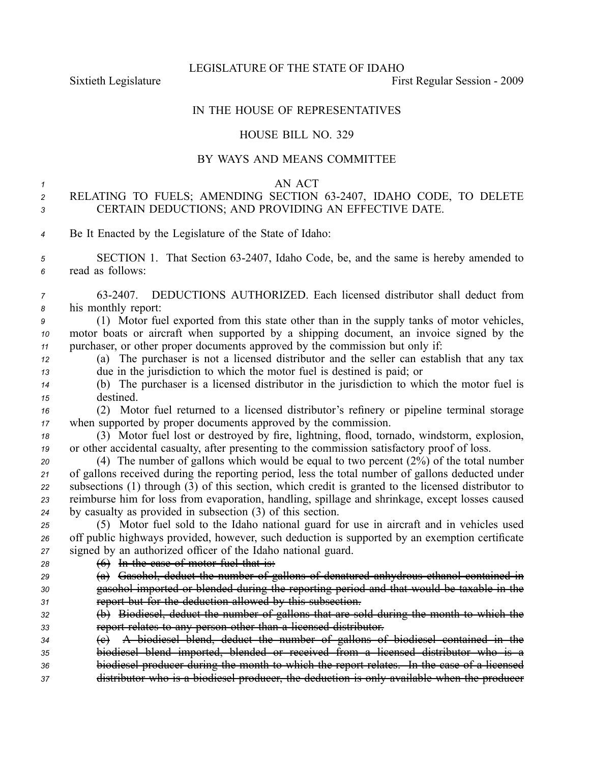LEGISLATURE OF THE STATE OF IDAHO

Sixtieth Legislature First Regular Session - 2009

IN THE HOUSE OF REPRESENTATIVES

HOUSE BILL NO. 329

BY WAYS AND MEANS COMMITTEE

AN ACT

RELATING TO FUELS; AMENDING SECTION 63-2407, IDAHO CODE, TO DELETE CERTAIN DEDUCTIONS; AND PROVIDING AN EFFECTIVE DATE.

Be It Enacted by the Legislature of the State of Idaho:

SECTION 1. That Section 63-2407, Idaho Code, be, and the same is hereby amended to read as follows:

63-2407. DEDUCTIONS AUTHORIZED. Each licensed distributor shall deduct from his monthly report:

(1) Motor fuel exported from this state other than in the supply tanks of motor vehicles, motor boats or aircraft when supported by a shipping document, an invoice signed by the purchaser, or other proper documents approved by the commission but only if:

(a) The purchaser is not a licensed distributor and the seller can establish that any tax due in the jurisdiction to which the motor fuel is destined is paid; or

(b) The purchaser is a licensed distributor in the jurisdiction to which the motor fuel is destined.

(2) Motor fuel returned to a licensed distributor's refinery or pipeline terminal storage when supported by proper documents approved by the commission.

(3) Motor fuel lost or destroyed by fire, lightning, flood, tornado, windstorm, explosion, or other accidental casualty, after presenting to the commission satisfactory proof of loss.

(4) The number of gallons which would be equal to two percent (2%) of the total number of gallons received during the reporting period, less the total number of gallons deducted under subsections (1) through (3) of this section, which credit is granted to the licensed distributor to reimburse him for loss from evaporation, handling, spillage and shrinkage, except losses caused by casualty as provided in subsection (3) of this section.

(5) Motor fuel sold to the Idaho national guard for use in aircraft and in vehicles used off public highways provided, however, such deduction is supported by an exemption certificate signed by an authorized officer of the Idaho national guard.

~~(6) In the case of motor fuel that is:~~

~~(a) Gasohol, deduct the number of gallons of denatured anhydrous ethanol contained in gasohol imported or blended during the reporting period and that would be taxable in the report but for the deduction allowed by this subsection.~~

~~(b) Biodiesel, deduct the number of gallons that are sold during the month to which the report relates to any person other than a licensed distributor.~~

~~(c) A biodiesel blend, deduct the number of gallons of biodiesel contained in the biodiesel blend imported, blended or received from a licensed distributor who is a biodiesel producer during the month to which the report relates. In the case of a licensed distributor who is a biodiesel producer, the deduction is only available when the producer~~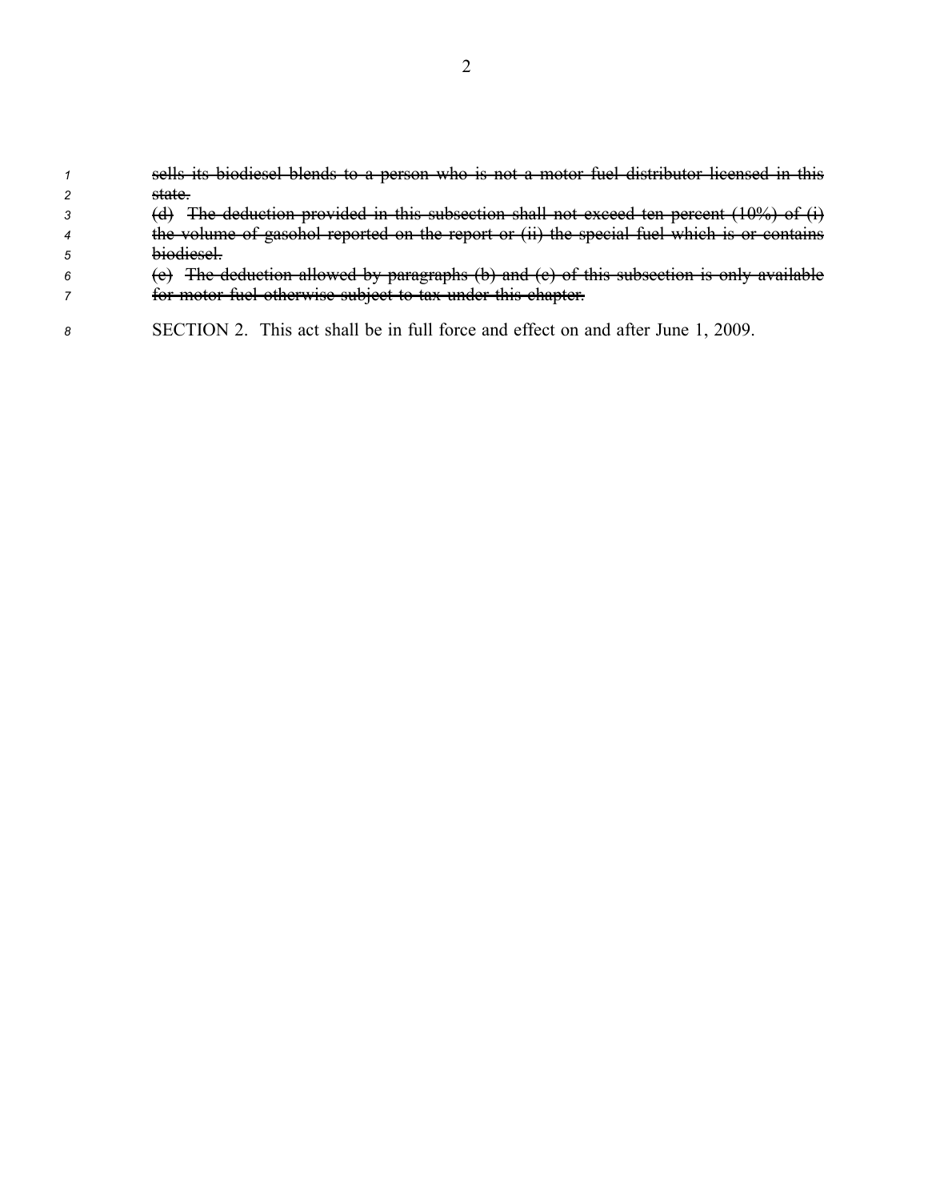~~sells its biodiesel blends to a person who is not a motor fuel distributor licensed in this state.~~

~~(d) The deduction provided in this subsection shall not exceed ten percent (10%) of (i) the volume of gasohol reported on the report or (ii) the special fuel which is or contains biodiesel.~~

~~(e) The deduction allowed by paragraphs (b) and (c) of this subsection is only available for motor fuel otherwise subject to tax under this chapter.~~

SECTION 2. This act shall be in full force and effect on and after June 1, 2009.